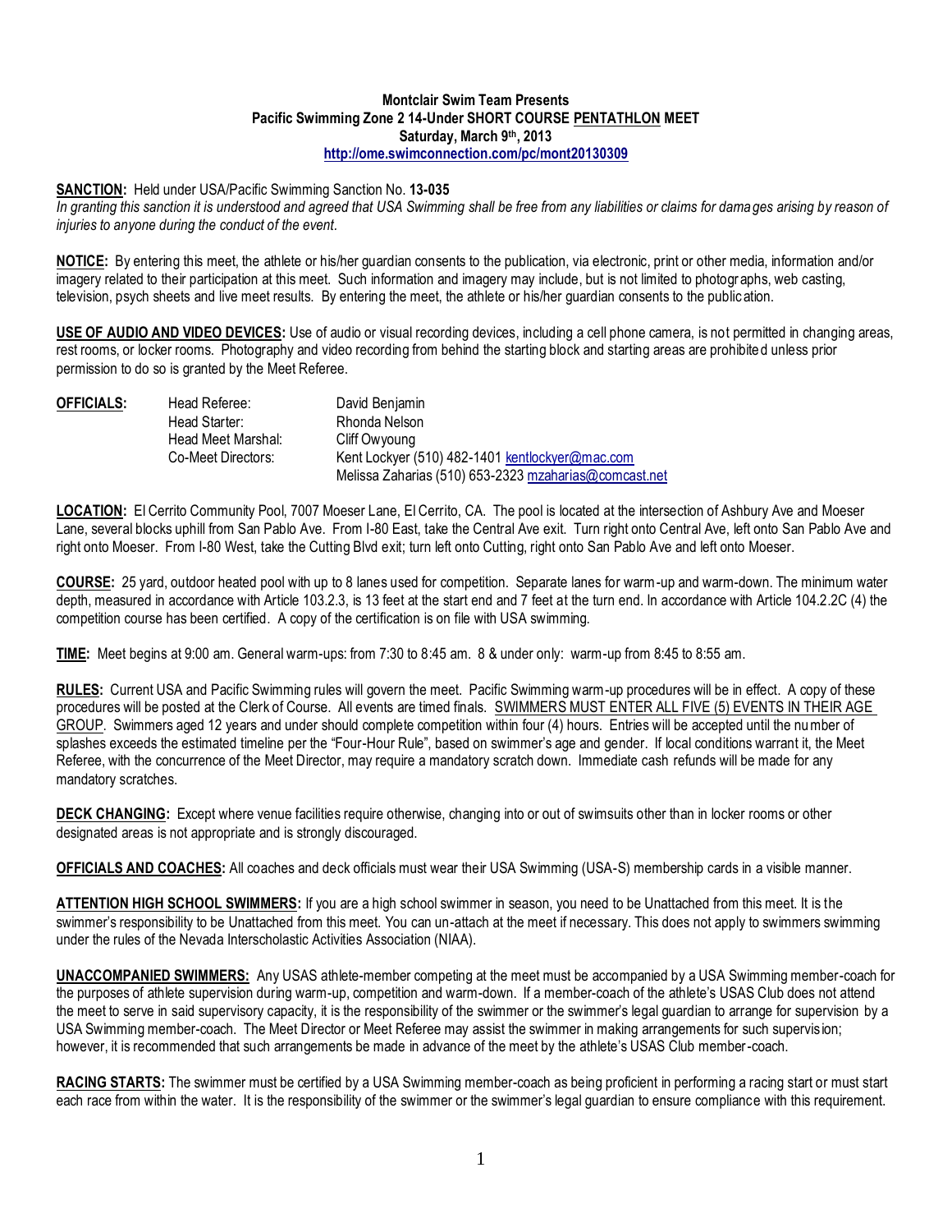**Montclair Swim Team Presents**
**Pacific Swimming Zone 2 14-Under SHORT COURSE PENTATHLON MEET**
**Saturday, March 9th, 2013**
**http://ome.swimconnection.com/pc/mont20130309**

**SANCTION:** Held under USA/Pacific Swimming Sanction No. **13-035**
*In granting this sanction it is understood and agreed that USA Swimming shall be free from any liabilities or claims for damages arising by reason of injuries to anyone during the conduct of the event.*

**NOTICE:** By entering this meet, the athlete or his/her guardian consents to the publication, via electronic, print or other media, information and/or imagery related to their participation at this meet. Such information and imagery may include, but is not limited to photographs, web casting, television, psych sheets and live meet results. By entering the meet, the athlete or his/her guardian consents to the publication.

**USE OF AUDIO AND VIDEO DEVICES:** Use of audio or visual recording devices, including a cell phone camera, is not permitted in changing areas, rest rooms, or locker rooms. Photography and video recording from behind the starting block and starting areas are prohibited unless prior permission to do so is granted by the Meet Referee.

**OFFICIALS:**

| | |
|---|---|
| Head Referee: | David Benjamin |
| Head Starter: | Rhonda Nelson |
| Head Meet Marshal: | Cliff Owyoung |
| Co-Meet Directors: | Kent Lockyer (510) 482-1401 kentlockyer@mac.com |
| | Melissa Zaharias (510) 653-2323 mzaharias@comcast.net |

**LOCATION:** El Cerrito Community Pool, 7007 Moeser Lane, El Cerrito, CA. The pool is located at the intersection of Ashbury Ave and Moeser Lane, several blocks uphill from San Pablo Ave. From I-80 East, take the Central Ave exit. Turn right onto Central Ave, left onto San Pablo Ave and right onto Moeser. From I-80 West, take the Cutting Blvd exit; turn left onto Cutting, right onto San Pablo Ave and left onto Moeser.

**COURSE:** 25 yard, outdoor heated pool with up to 8 lanes used for competition. Separate lanes for warm-up and warm-down. The minimum water depth, measured in accordance with Article 103.2.3, is 13 feet at the start end and 7 feet at the turn end. In accordance with Article 104.2.2C (4) the competition course has been certified. A copy of the certification is on file with USA swimming.

**TIME:** Meet begins at 9:00 am. General warm-ups: from 7:30 to 8:45 am. 8 & under only: warm-up from 8:45 to 8:55 am.

**RULES:** Current USA and Pacific Swimming rules will govern the meet. Pacific Swimming warm-up procedures will be in effect. A copy of these procedures will be posted at the Clerk of Course. All events are timed finals. SWIMMERS MUST ENTER ALL FIVE (5) EVENTS IN THEIR AGE GROUP. Swimmers aged 12 years and under should complete competition within four (4) hours. Entries will be accepted until the number of splashes exceeds the estimated timeline per the "Four-Hour Rule", based on swimmer's age and gender. If local conditions warrant it, the Meet Referee, with the concurrence of the Meet Director, may require a mandatory scratch down. Immediate cash refunds will be made for any mandatory scratches.

**DECK CHANGING:** Except where venue facilities require otherwise, changing into or out of swimsuits other than in locker rooms or other designated areas is not appropriate and is strongly discouraged.

**OFFICIALS AND COACHES:** All coaches and deck officials must wear their USA Swimming (USA-S) membership cards in a visible manner.

**ATTENTION HIGH SCHOOL SWIMMERS:** If you are a high school swimmer in season, you need to be Unattached from this meet. It is the swimmer's responsibility to be Unattached from this meet. You can un-attach at the meet if necessary. This does not apply to swimmers swimming under the rules of the Nevada Interscholastic Activities Association (NIAA).

**UNACCOMPANIED SWIMMERS:** Any USAS athlete-member competing at the meet must be accompanied by a USA Swimming member-coach for the purposes of athlete supervision during warm-up, competition and warm-down. If a member-coach of the athlete's USAS Club does not attend the meet to serve in said supervisory capacity, it is the responsibility of the swimmer or the swimmer's legal guardian to arrange for supervision by a USA Swimming member-coach. The Meet Director or Meet Referee may assist the swimmer in making arrangements for such supervision; however, it is recommended that such arrangements be made in advance of the meet by the athlete's USAS Club member-coach.

**RACING STARTS:** The swimmer must be certified by a USA Swimming member-coach as being proficient in performing a racing start or must start each race from within the water. It is the responsibility of the swimmer or the swimmer's legal guardian to ensure compliance with this requirement.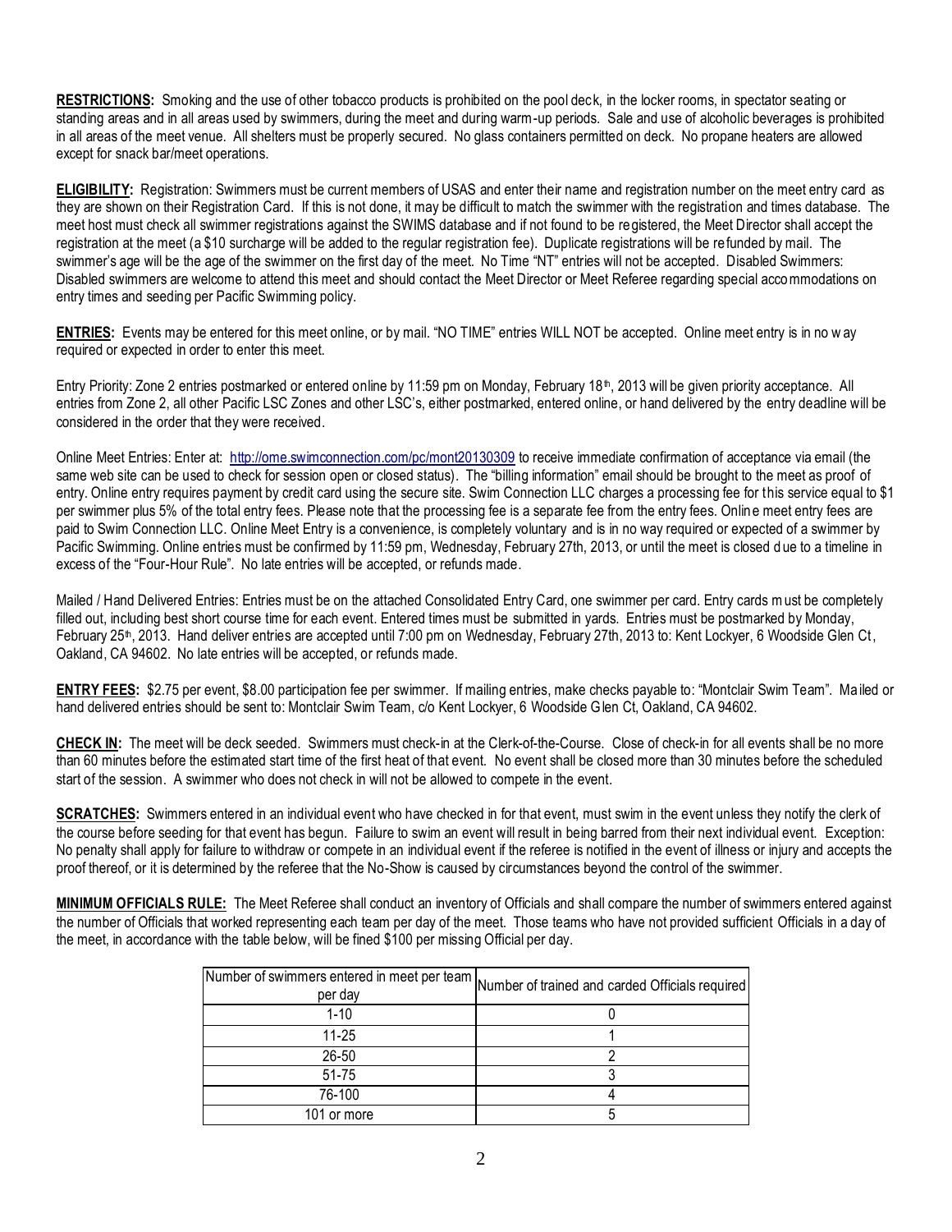**RESTRICTIONS:** Smoking and the use of other tobacco products is prohibited on the pool deck, in the locker rooms, in spectator seating or standing areas and in all areas used by swimmers, during the meet and during warm-up periods. Sale and use of alcoholic beverages is prohibited in all areas of the meet venue. All shelters must be properly secured. No glass containers permitted on deck. No propane heaters are allowed except for snack bar/meet operations.

**ELIGIBILITY:** Registration: Swimmers must be current members of USAS and enter their name and registration number on the meet entry card as they are shown on their Registration Card. If this is not done, it may be difficult to match the swimmer with the registration and times database. The meet host must check all swimmer registrations against the SWIMS database and if not found to be registered, the Meet Director shall accept the registration at the meet (a $10 surcharge will be added to the regular registration fee). Duplicate registrations will be refunded by mail. The swimmer's age will be the age of the swimmer on the first day of the meet. No Time "NT" entries will not be accepted. Disabled Swimmers: Disabled swimmers are welcome to attend this meet and should contact the Meet Director or Meet Referee regarding special accommodations on entry times and seeding per Pacific Swimming policy.

**ENTRIES:** Events may be entered for this meet online, or by mail. "NO TIME" entries WILL NOT be accepted. Online meet entry is in no way required or expected in order to enter this meet.

Entry Priority: Zone 2 entries postmarked or entered online by 11:59 pm on Monday, February 18th, 2013 will be given priority acceptance. All entries from Zone 2, all other Pacific LSC Zones and other LSC's, either postmarked, entered online, or hand delivered by the entry deadline will be considered in the order that they were received.

Online Meet Entries: Enter at: http://ome.swimconnection.com/pc/mont20130309 to receive immediate confirmation of acceptance via email (the same web site can be used to check for session open or closed status). The "billing information" email should be brought to the meet as proof of entry. Online entry requires payment by credit card using the secure site. Swim Connection LLC charges a processing fee for this service equal to $1 per swimmer plus 5% of the total entry fees. Please note that the processing fee is a separate fee from the entry fees. Online meet entry fees are paid to Swim Connection LLC. Online Meet Entry is a convenience, is completely voluntary and is in no way required or expected of a swimmer by Pacific Swimming. Online entries must be confirmed by 11:59 pm, Wednesday, February 27th, 2013, or until the meet is closed due to a timeline in excess of the "Four-Hour Rule". No late entries will be accepted, or refunds made.

Mailed / Hand Delivered Entries: Entries must be on the attached Consolidated Entry Card, one swimmer per card. Entry cards must be completely filled out, including best short course time for each event. Entered times must be submitted in yards. Entries must be postmarked by Monday, February 25th, 2013. Hand deliver entries are accepted until 7:00 pm on Wednesday, February 27th, 2013 to: Kent Lockyer, 6 Woodside Glen Ct, Oakland, CA 94602. No late entries will be accepted, or refunds made.

**ENTRY FEES:** $2.75 per event, $8.00 participation fee per swimmer. If mailing entries, make checks payable to: "Montclair Swim Team". Mailed or hand delivered entries should be sent to: Montclair Swim Team, c/o Kent Lockyer, 6 Woodside Glen Ct, Oakland, CA 94602.

**CHECK IN:** The meet will be deck seeded. Swimmers must check-in at the Clerk-of-the-Course. Close of check-in for all events shall be no more than 60 minutes before the estimated start time of the first heat of that event. No event shall be closed more than 30 minutes before the scheduled start of the session. A swimmer who does not check in will not be allowed to compete in the event.

**SCRATCHES:** Swimmers entered in an individual event who have checked in for that event, must swim in the event unless they notify the clerk of the course before seeding for that event has begun. Failure to swim an event will result in being barred from their next individual event. Exception: No penalty shall apply for failure to withdraw or compete in an individual event if the referee is notified in the event of illness or injury and accepts the proof thereof, or it is determined by the referee that the No-Show is caused by circumstances beyond the control of the swimmer.

**MINIMUM OFFICIALS RULE:** The Meet Referee shall conduct an inventory of Officials and shall compare the number of swimmers entered against the number of Officials that worked representing each team per day of the meet. Those teams who have not provided sufficient Officials in a day of the meet, in accordance with the table below, will be fined $100 per missing Official per day.

| Number of swimmers entered in meet per team per day | Number of trained and carded Officials required |
|---|---|
| 1-10 | 0 |
| 11-25 | 1 |
| 26-50 | 2 |
| 51-75 | 3 |
| 76-100 | 4 |
| 101 or more | 5 |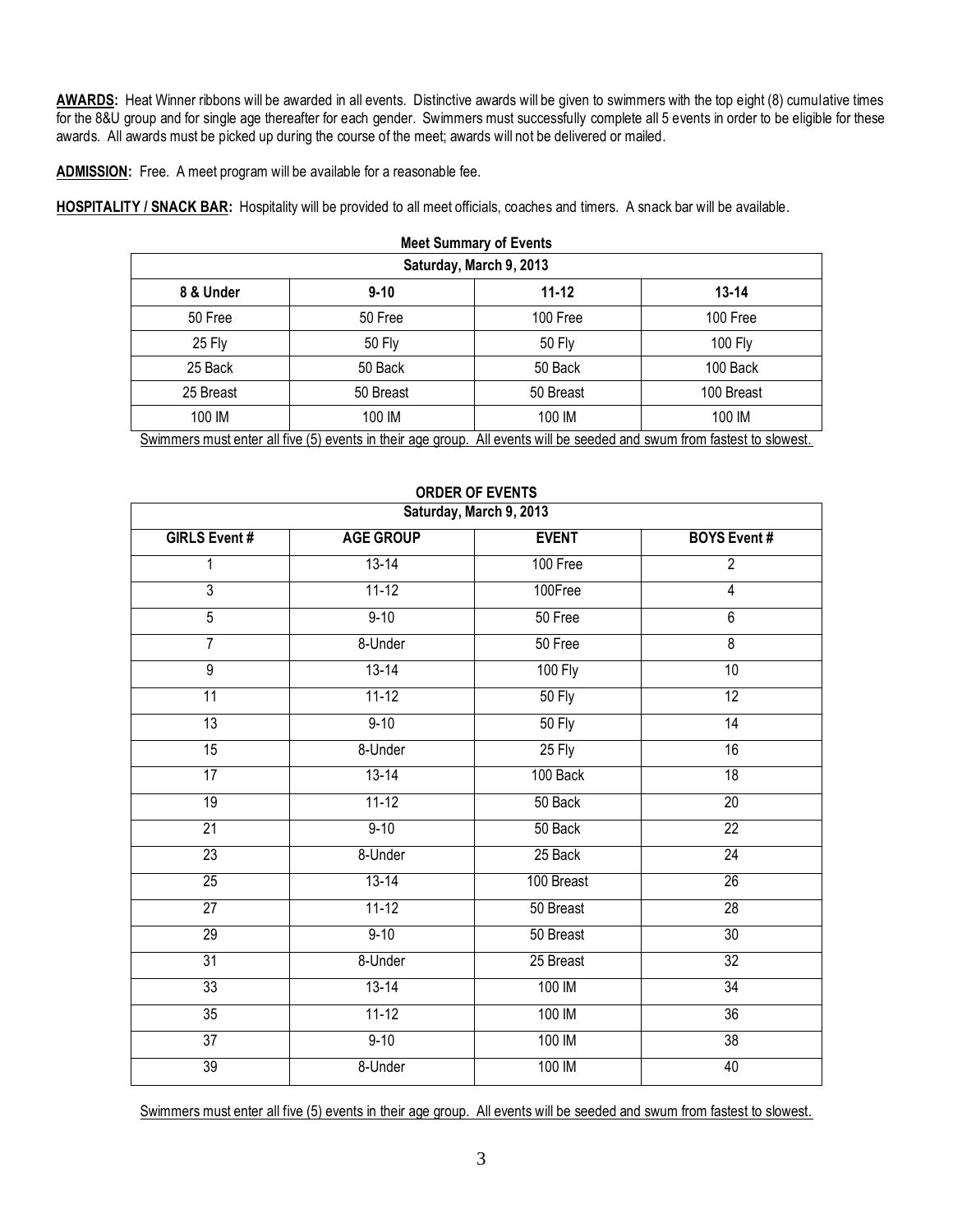**AWARDS:** Heat Winner ribbons will be awarded in all events. Distinctive awards will be given to swimmers with the top eight (8) cumulative times for the 8&U group and for single age thereafter for each gender. Swimmers must successfully complete all 5 events in order to be eligible for these awards. All awards must be picked up during the course of the meet; awards will not be delivered or mailed.

**ADMISSION:** Free. A meet program will be available for a reasonable fee.

**HOSPITALITY / SNACK BAR:** Hospitality will be provided to all meet officials, coaches and timers. A snack bar will be available.

**Meet Summary of Events**

| Saturday, March 9, 2013 | | | |
|---|---|---|---|
| **8 & Under** | **9-10** | **11-12** | **13-14** |
| 50 Free | 50 Free | 100 Free | 100 Free |
| 25 Fly | 50 Fly | 50 Fly | 100 Fly |
| 25 Back | 50 Back | 50 Back | 100 Back |
| 25 Breast | 50 Breast | 50 Breast | 100 Breast |
| 100 IM | 100 IM | 100 IM | 100 IM |

Swimmers must enter all five (5) events in their age group. All events will be seeded and swum from fastest to slowest.

**ORDER OF EVENTS**

| Saturday, March 9, 2013 | | | |
|---|---|---|---|
| **GIRLS Event #** | **AGE GROUP** | **EVENT** | **BOYS Event #** |
| 1 | 13-14 | 100 Free | 2 |
| 3 | 11-12 | 100Free | 4 |
| 5 | 9-10 | 50 Free | 6 |
| 7 | 8-Under | 50 Free | 8 |
| 9 | 13-14 | 100 Fly | 10 |
| 11 | 11-12 | 50 Fly | 12 |
| 13 | 9-10 | 50 Fly | 14 |
| 15 | 8-Under | 25 Fly | 16 |
| 17 | 13-14 | 100 Back | 18 |
| 19 | 11-12 | 50 Back | 20 |
| 21 | 9-10 | 50 Back | 22 |
| 23 | 8-Under | 25 Back | 24 |
| 25 | 13-14 | 100 Breast | 26 |
| 27 | 11-12 | 50 Breast | 28 |
| 29 | 9-10 | 50 Breast | 30 |
| 31 | 8-Under | 25 Breast | 32 |
| 33 | 13-14 | 100 IM | 34 |
| 35 | 11-12 | 100 IM | 36 |
| 37 | 9-10 | 100 IM | 38 |
| 39 | 8-Under | 100 IM | 40 |

Swimmers must enter all five (5) events in their age group. All events will be seeded and swum from fastest to slowest.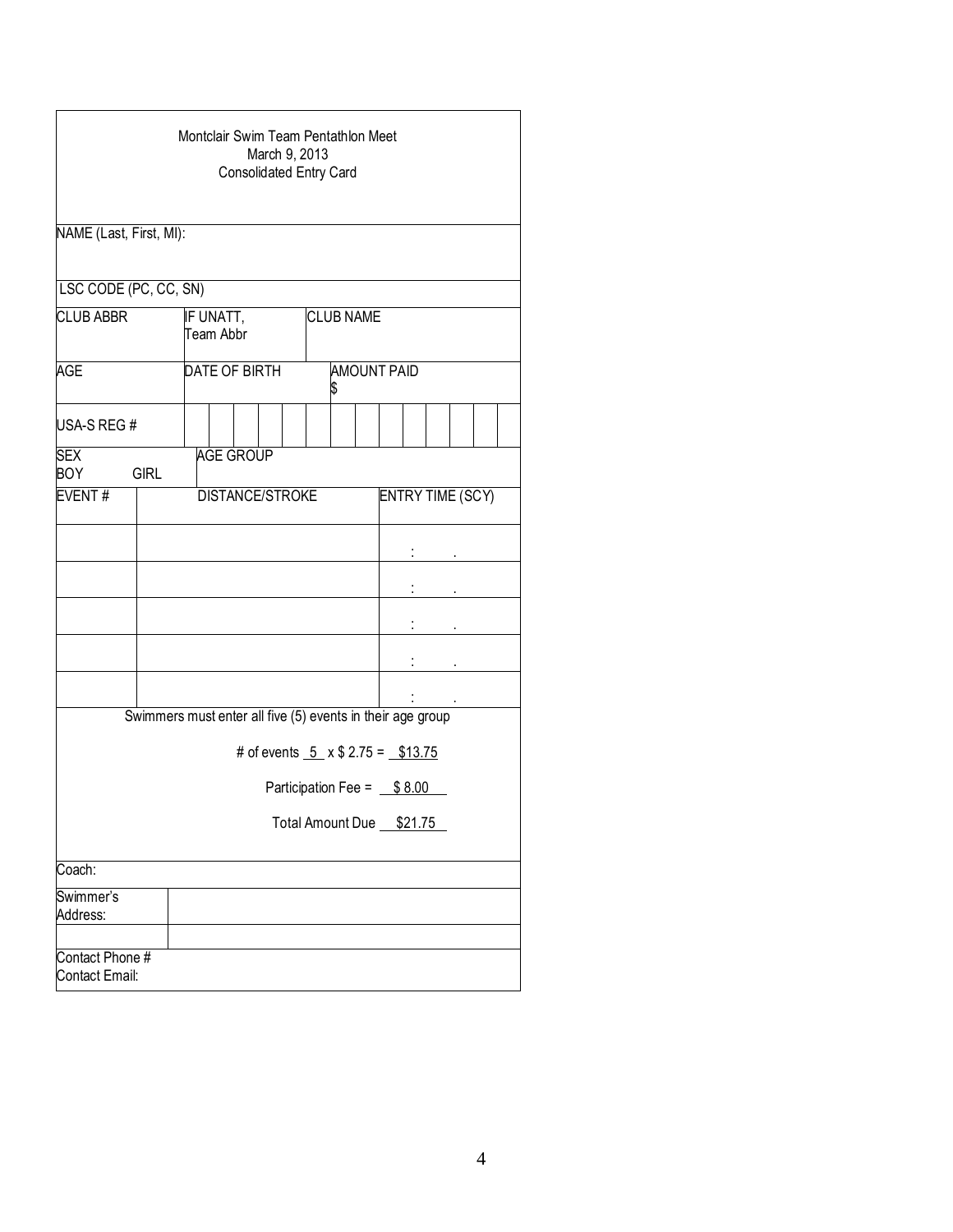Montclair Swim Team Pentathlon Meet
March 9, 2013
Consolidated Entry Card

NAME (Last, First, MI):

LSC CODE (PC, CC, SN)

| | | |
|---|---|---|
| CLUB ABBR | IF UNATT, Team Abbr | CLUB NAME |
| AGE | DATE OF BIRTH | AMOUNT PAID $ |

USA-S REG #

| | |
|---|---|
| SEX BOY GIRL | AGE GROUP |

| EVENT # | DISTANCE/STROKE | ENTRY TIME (SCY) |
|---|---|---|
| | | : . |
| | | : . |
| | | : . |
| | | : . |
| | | : . |

Swimmers must enter all five (5) events in their age group

# of events 5 x $ 2.75 = $13.75

Participation Fee = $ 8.00

Total Amount Due $21.75

Coach:

Swimmer's Address:

Contact Phone #
Contact Email: